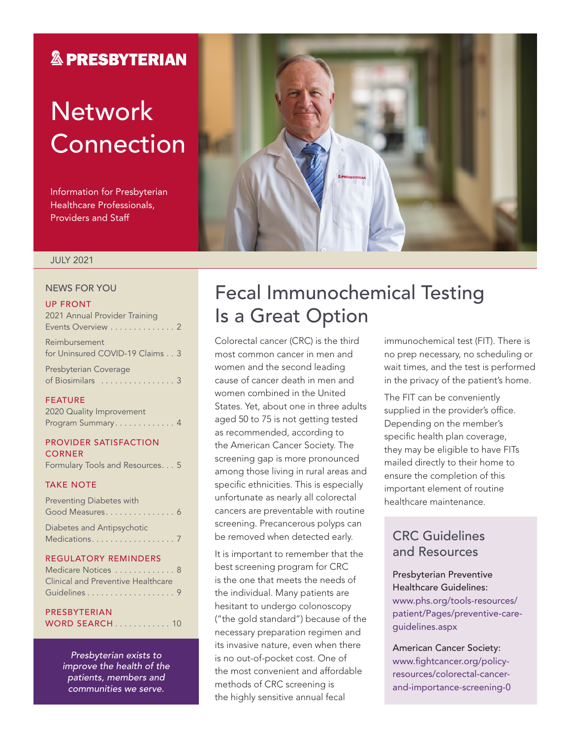# PRESBYTERIAN

# Network Connection

Information for Presbyterian Healthcare Professionals, Providers and Staff

JULY 2021

## NEWS FOR YOU

**UP FRONT**

2021 Annual Provider Training Events Overview . . . . . . . . . . . . . . 2

Reimbursement for Uninsured COVID-19 Claims . . 3

Presbyterian Coverage of Biosimilars . . . . . . . . . . . . . . . . 3

**FEATURE**

2020 Quality Improvement Program Summary . . . . . . . . . . . . . 4

**PROVIDER SATISFACTION CORNER**

Formulary Tools and Resources . . . 5

**TAKE NOTE**

Preventing Diabetes with Good Measures . . . . . . . . . . . . . . . 6

Diabetes and Antipsychotic Medications . . . . . . . . . . . . . . . . . . 7

**REGULATORY REMINDERS**

Medicare Notices . . . . . . . . . . . . . 8

Clinical and Preventive Healthcare Guidelines . . . . . . . . . . . . . . . . . . . 9

**PRESBYTERIAN WORD SEARCH** . . . . . . . . . . . . 10

*Presbyterian exists to improve the health of the patients, members and communities we serve.*

# Fecal Immunochemical Testing Is a Great Option

Colorectal cancer (CRC) is the third most common cancer in men and women and the second leading cause of cancer death in men and women combined in the United States. Yet, about one in three adults aged 50 to 75 is not getting tested as recommended, according to the American Cancer Society. The screening gap is more pronounced among those living in rural areas and specific ethnicities. This is especially unfortunate as nearly all colorectal cancers are preventable with routine screening. Precancerous polyps can be removed when detected early.

It is important to remember that the best screening program for CRC is the one that meets the needs of the individual. Many patients are hesitant to undergo colonoscopy ("the gold standard") because of the necessary preparation regimen and its invasive nature, even when there is no out-of-pocket cost. One of the most convenient and affordable methods of CRC screening is the highly sensitive annual fecal immunochemical test (FIT). There is no prep necessary, no scheduling or wait times, and the test is performed in the privacy of the patient's home.

The FIT can be conveniently supplied in the provider's office. Depending on the member's specific health plan coverage, they may be eligible to have FITs mailed directly to their home to ensure the completion of this important element of routine healthcare maintenance.

## CRC Guidelines and Resources

Presbyterian Preventive Healthcare Guidelines:
www.phs.org/tools-resources/patient/Pages/preventive-care-guidelines.aspx

American Cancer Society:
www.fightcancer.org/policy-resources/colorectal-cancer-and-importance-screening-0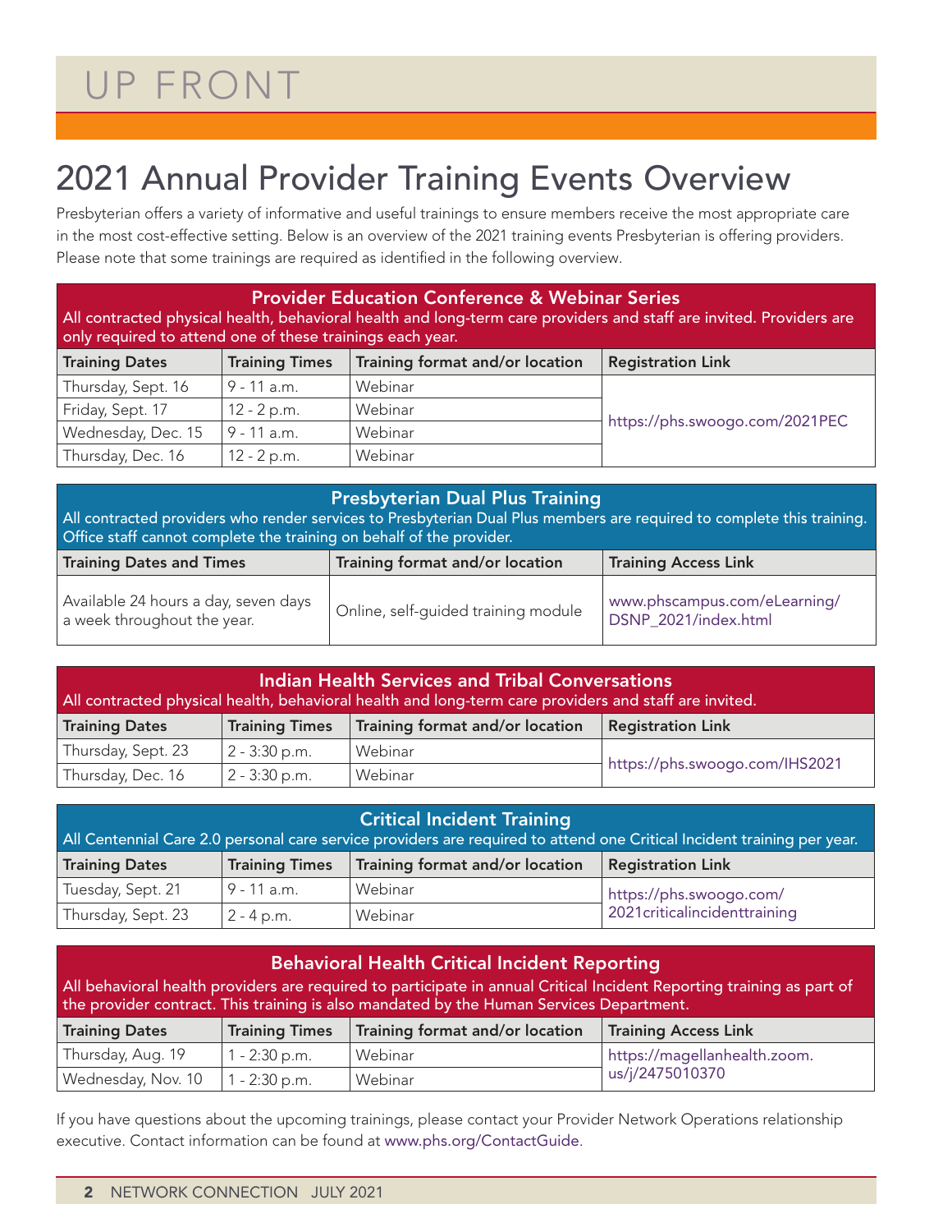# UP FRONT

## 2021 Annual Provider Training Events Overview

Presbyterian offers a variety of informative and useful trainings to ensure members receive the most appropriate care in the most cost-effective setting. Below is an overview of the 2021 training events Presbyterian is offering providers. Please note that some trainings are required as identified in the following overview.

### Provider Education Conference & Webinar Series

All contracted physical health, behavioral health and long-term care providers and staff are invited. Providers are only required to attend one of these trainings each year.

| Training Dates | Training Times | Training format and/or location | Registration Link |
|---|---|---|---|
| Thursday, Sept. 16 | 9 - 11 a.m. | Webinar | https://phs.swoogo.com/2021PEC |
| Friday, Sept. 17 | 12 - 2 p.m. | Webinar | |
| Wednesday, Dec. 15 | 9 - 11 a.m. | Webinar | |
| Thursday, Dec. 16 | 12 - 2 p.m. | Webinar | |

### Presbyterian Dual Plus Training

All contracted providers who render services to Presbyterian Dual Plus members are required to complete this training. Office staff cannot complete the training on behalf of the provider.

| Training Dates and Times | Training format and/or location | Training Access Link |
|---|---|---|
| Available 24 hours a day, seven days a week throughout the year. | Online, self-guided training module | www.phscampus.com/eLearning/DSNP_2021/index.html |

### Indian Health Services and Tribal Conversations

All contracted physical health, behavioral health and long-term care providers and staff are invited.

| Training Dates | Training Times | Training format and/or location | Registration Link |
|---|---|---|---|
| Thursday, Sept. 23 | 2 - 3:30 p.m. | Webinar | https://phs.swoogo.com/IHS2021 |
| Thursday, Dec. 16 | 2 - 3:30 p.m. | Webinar | |

### Critical Incident Training

All Centennial Care 2.0 personal care service providers are required to attend one Critical Incident training per year.

| Training Dates | Training Times | Training format and/or location | Registration Link |
|---|---|---|---|
| Tuesday, Sept. 21 | 9 - 11 a.m. | Webinar | https://phs.swoogo.com/2021criticalincidenttraining |
| Thursday, Sept. 23 | 2 - 4 p.m. | Webinar | |

### Behavioral Health Critical Incident Reporting

All behavioral health providers are required to participate in annual Critical Incident Reporting training as part of the provider contract. This training is also mandated by the Human Services Department.

| Training Dates | Training Times | Training format and/or location | Training Access Link |
|---|---|---|---|
| Thursday, Aug. 19 | 1 - 2:30 p.m. | Webinar | https://magellanhealth.zoom.us/j/2475010370 |
| Wednesday, Nov. 10 | 1 - 2:30 p.m. | Webinar | |

If you have questions about the upcoming trainings, please contact your Provider Network Operations relationship executive. Contact information can be found at www.phs.org/ContactGuide.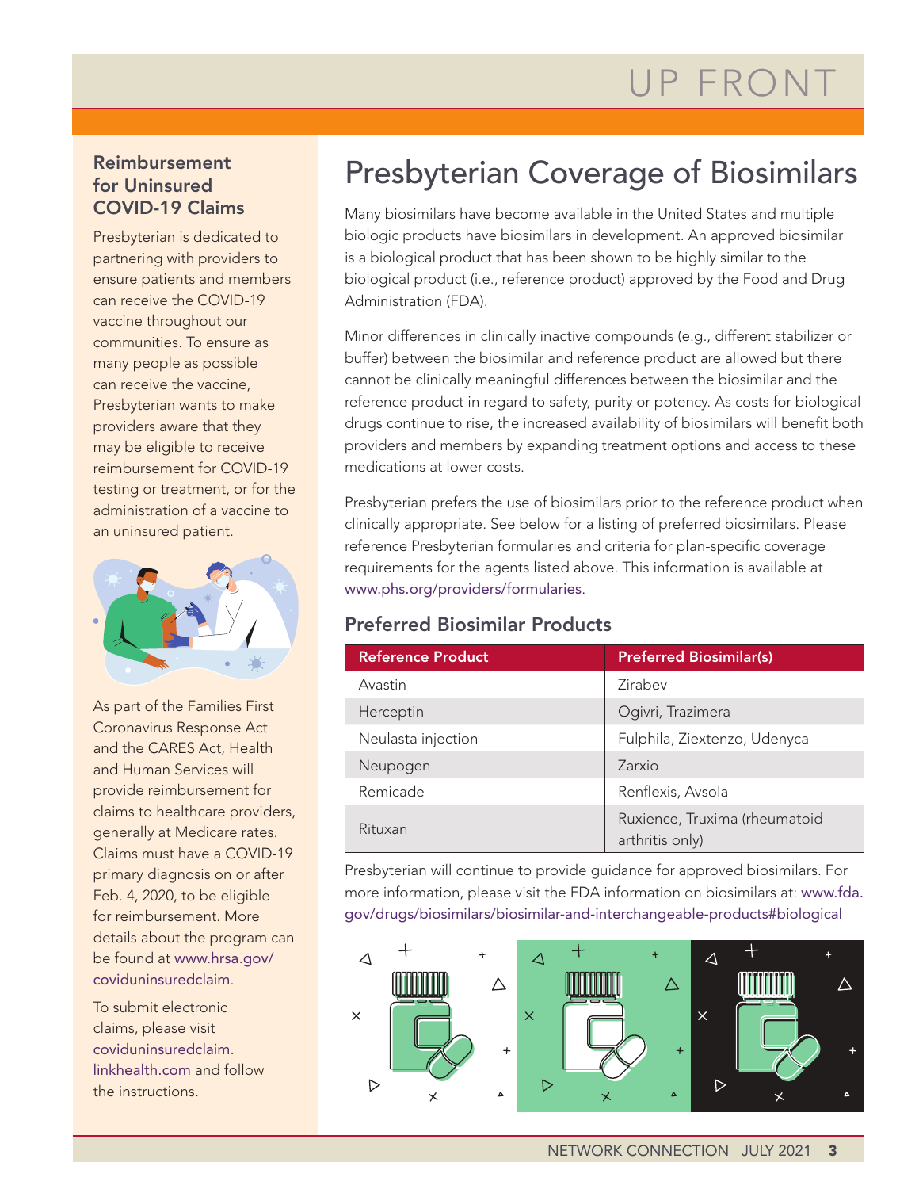## Reimbursement for Uninsured COVID-19 Claims

Presbyterian is dedicated to partnering with providers to ensure patients and members can receive the COVID-19 vaccine throughout our communities. To ensure as many people as possible can receive the vaccine, Presbyterian wants to make providers aware that they may be eligible to receive reimbursement for COVID-19 testing or treatment, or for the administration of a vaccine to an uninsured patient.

As part of the Families First Coronavirus Response Act and the CARES Act, Health and Human Services will provide reimbursement for claims to healthcare providers, generally at Medicare rates. Claims must have a COVID-19 primary diagnosis on or after Feb. 4, 2020, to be eligible for reimbursement. More details about the program can be found at www.hrsa.gov/coviduninsuredclaim.

To submit electronic claims, please visit coviduninsuredclaim.linkhealth.com and follow the instructions.

# Presbyterian Coverage of Biosimilars

Many biosimilars have become available in the United States and multiple biologic products have biosimilars in development. An approved biosimilar is a biological product that has been shown to be highly similar to the biological product (i.e., reference product) approved by the Food and Drug Administration (FDA).

Minor differences in clinically inactive compounds (e.g., different stabilizer or buffer) between the biosimilar and reference product are allowed but there cannot be clinically meaningful differences between the biosimilar and the reference product in regard to safety, purity or potency. As costs for biological drugs continue to rise, the increased availability of biosimilars will benefit both providers and members by expanding treatment options and access to these medications at lower costs.

Presbyterian prefers the use of biosimilars prior to the reference product when clinically appropriate. See below for a listing of preferred biosimilars. Please reference Presbyterian formularies and criteria for plan-specific coverage requirements for the agents listed above. This information is available at www.phs.org/providers/formularies.

### Preferred Biosimilar Products

| Reference Product | Preferred Biosimilar(s) |
|---|---|
| Avastin | Zirabev |
| Herceptin | Ogivri, Trazimera |
| Neulasta injection | Fulphila, Ziextenzo, Udenyca |
| Neupogen | Zarxio |
| Remicade | Renflexis, Avsola |
| Rituxan | Ruxience, Truxima (rheumatoid arthritis only) |

Presbyterian will continue to provide guidance for approved biosimilars. For more information, please visit the FDA information on biosimilars at: www.fda.gov/drugs/biosimilars/biosimilar-and-interchangeable-products#biological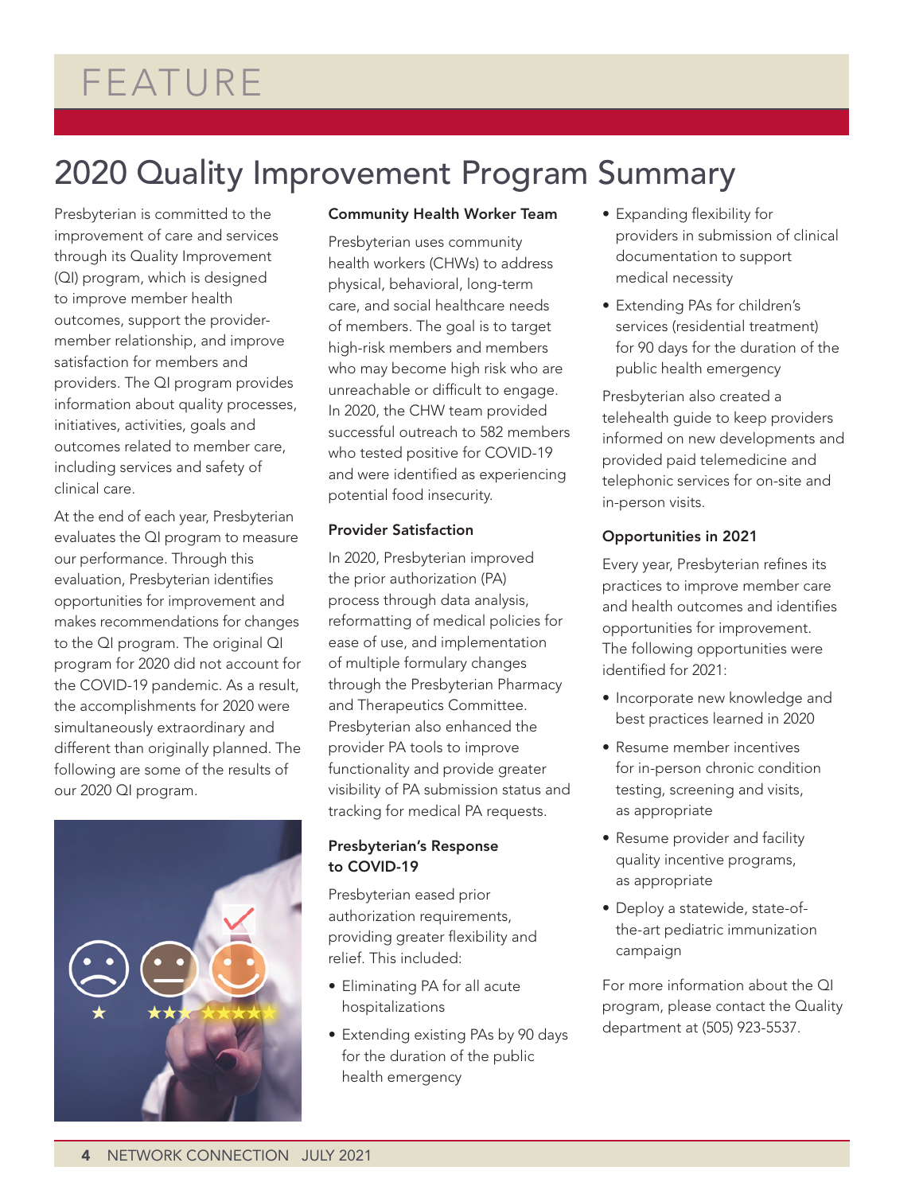FEATURE

# 2020 Quality Improvement Program Summary

Presbyterian is committed to the improvement of care and services through its Quality Improvement (QI) program, which is designed to improve member health outcomes, support the provider-member relationship, and improve satisfaction for members and providers. The QI program provides information about quality processes, initiatives, activities, goals and outcomes related to member care, including services and safety of clinical care.

At the end of each year, Presbyterian evaluates the QI program to measure our performance. Through this evaluation, Presbyterian identifies opportunities for improvement and makes recommendations for changes to the QI program. The original QI program for 2020 did not account for the COVID-19 pandemic. As a result, the accomplishments for 2020 were simultaneously extraordinary and different than originally planned. The following are some of the results of our 2020 QI program.

### Community Health Worker Team

Presbyterian uses community health workers (CHWs) to address physical, behavioral, long-term care, and social healthcare needs of members. The goal is to target high-risk members and members who may become high risk who are unreachable or difficult to engage. In 2020, the CHW team provided successful outreach to 582 members who tested positive for COVID-19 and were identified as experiencing potential food insecurity.

### Provider Satisfaction

In 2020, Presbyterian improved the prior authorization (PA) process through data analysis, reformatting of medical policies for ease of use, and implementation of multiple formulary changes through the Presbyterian Pharmacy and Therapeutics Committee. Presbyterian also enhanced the provider PA tools to improve functionality and provide greater visibility of PA submission status and tracking for medical PA requests.

### Presbyterian's Response to COVID-19

Presbyterian eased prior authorization requirements, providing greater flexibility and relief. This included:

- Eliminating PA for all acute hospitalizations
- Extending existing PAs by 90 days for the duration of the public health emergency
- Expanding flexibility for providers in submission of clinical documentation to support medical necessity
- Extending PAs for children's services (residential treatment) for 90 days for the duration of the public health emergency

Presbyterian also created a telehealth guide to keep providers informed on new developments and provided paid telemedicine and telephonic services for on-site and in-person visits.

### Opportunities in 2021

Every year, Presbyterian refines its practices to improve member care and health outcomes and identifies opportunities for improvement. The following opportunities were identified for 2021:

- Incorporate new knowledge and best practices learned in 2020
- Resume member incentives for in-person chronic condition testing, screening and visits, as appropriate
- Resume provider and facility quality incentive programs, as appropriate
- Deploy a statewide, state-of-the-art pediatric immunization campaign

For more information about the QI program, please contact the Quality department at (505) 923-5537.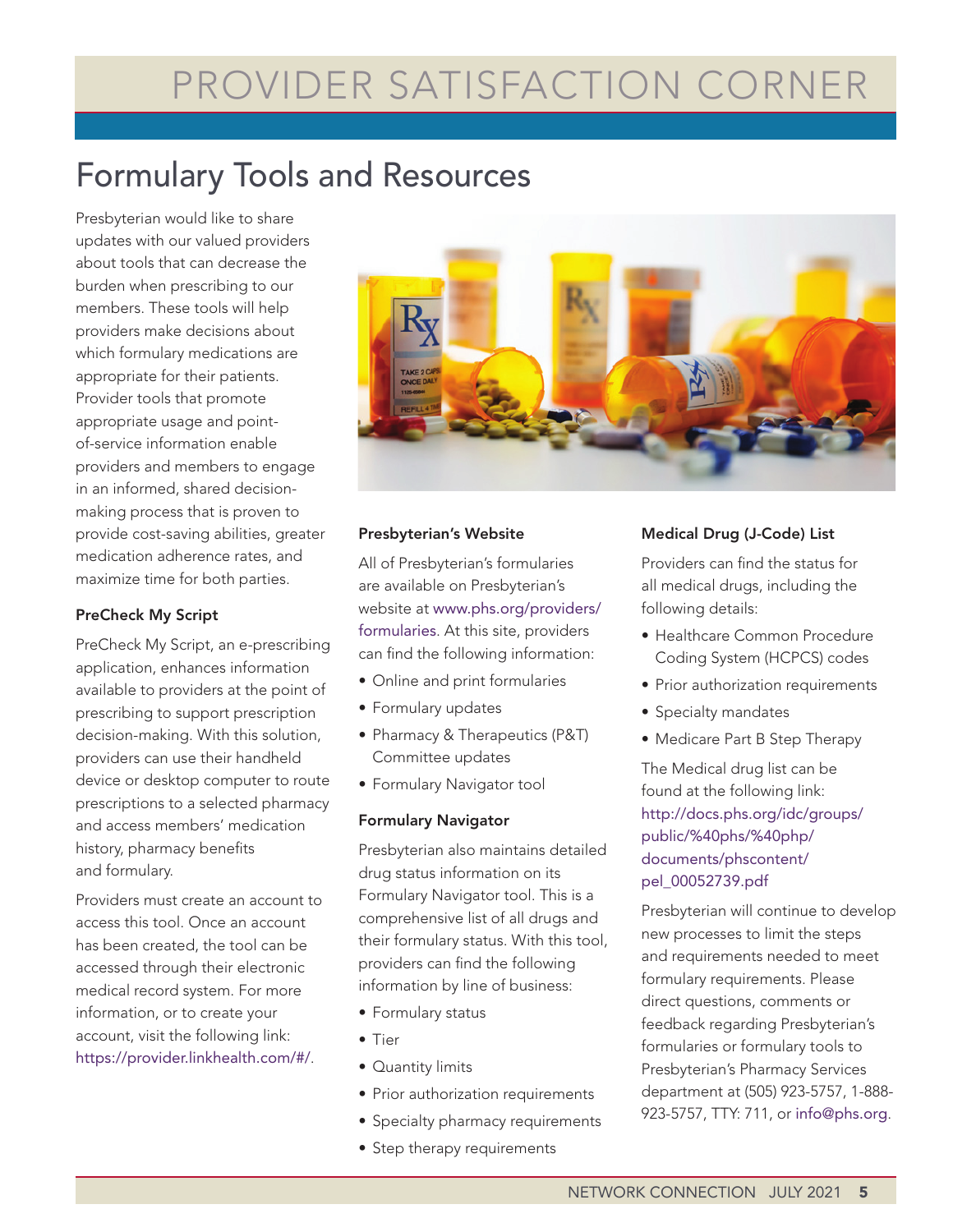# PROVIDER SATISFACTION CORNER

## Formulary Tools and Resources

Presbyterian would like to share updates with our valued providers about tools that can decrease the burden when prescribing to our members. These tools will help providers make decisions about which formulary medications are appropriate for their patients. Provider tools that promote appropriate usage and point-of-service information enable providers and members to engage in an informed, shared decision-making process that is proven to provide cost-saving abilities, greater medication adherence rates, and maximize time for both parties.

### PreCheck My Script

PreCheck My Script, an e-prescribing application, enhances information available to providers at the point of prescribing to support prescription decision-making. With this solution, providers can use their handheld device or desktop computer to route prescriptions to a selected pharmacy and access members' medication history, pharmacy benefits and formulary.

Providers must create an account to access this tool. Once an account has been created, the tool can be accessed through their electronic medical record system. For more information, or to create your account, visit the following link: https://provider.linkhealth.com/#/.

### Presbyterian's Website

All of Presbyterian's formularies are available on Presbyterian's website at www.phs.org/providers/formularies. At this site, providers can find the following information:

- Online and print formularies
- Formulary updates
- Pharmacy & Therapeutics (P&T) Committee updates
- Formulary Navigator tool

### Formulary Navigator

Presbyterian also maintains detailed drug status information on its Formulary Navigator tool. This is a comprehensive list of all drugs and their formulary status. With this tool, providers can find the following information by line of business:

- Formulary status
- Tier
- Quantity limits
- Prior authorization requirements
- Specialty pharmacy requirements
- Step therapy requirements

### Medical Drug (J-Code) List

Providers can find the status for all medical drugs, including the following details:

- Healthcare Common Procedure Coding System (HCPCS) codes
- Prior authorization requirements
- Specialty mandates
- Medicare Part B Step Therapy

The Medical drug list can be found at the following link: http://docs.phs.org/idc/groups/public/%40phs/%40php/documents/phscontent/pel_00052739.pdf

Presbyterian will continue to develop new processes to limit the steps and requirements needed to meet formulary requirements. Please direct questions, comments or feedback regarding Presbyterian's formularies or formulary tools to Presbyterian's Pharmacy Services department at (505) 923-5757, 1-888-923-5757, TTY: 711, or info@phs.org.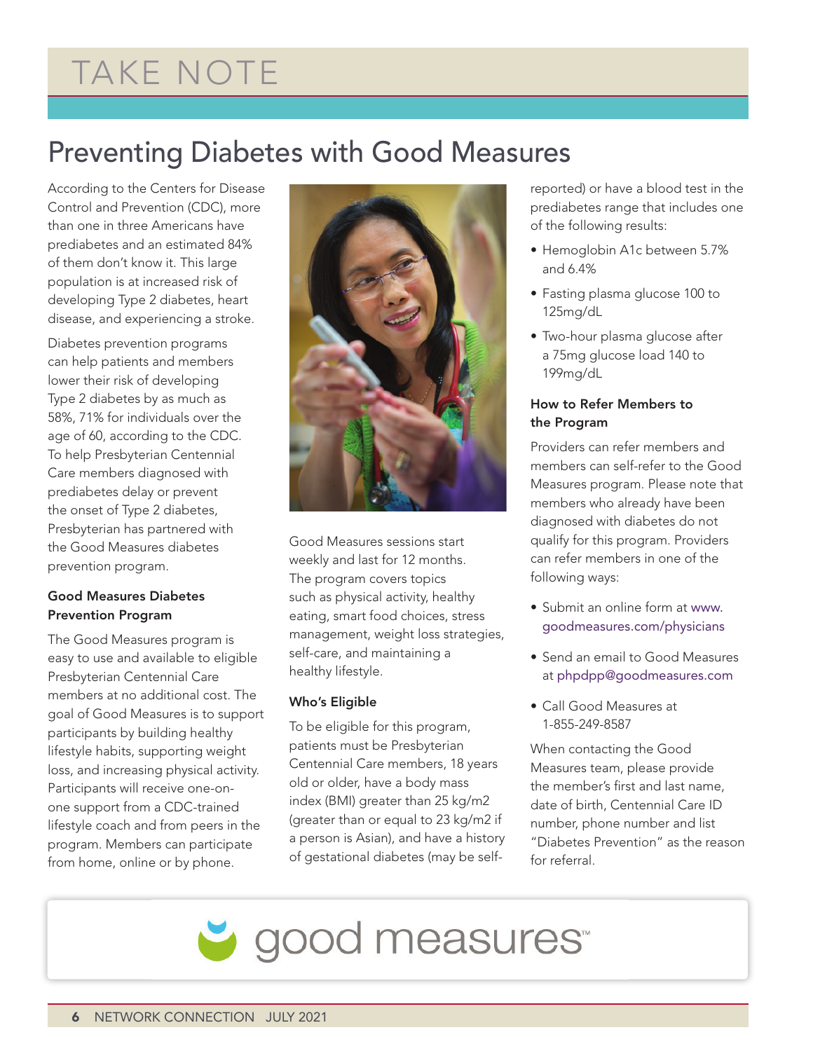# TAKE NOTE

## Preventing Diabetes with Good Measures

According to the Centers for Disease Control and Prevention (CDC), more than one in three Americans have prediabetes and an estimated 84% of them don't know it. This large population is at increased risk of developing Type 2 diabetes, heart disease, and experiencing a stroke.

Diabetes prevention programs can help patients and members lower their risk of developing Type 2 diabetes by as much as 58%, 71% for individuals over the age of 60, according to the CDC. To help Presbyterian Centennial Care members diagnosed with prediabetes delay or prevent the onset of Type 2 diabetes, Presbyterian has partnered with the Good Measures diabetes prevention program.

### Good Measures Diabetes Prevention Program

The Good Measures program is easy to use and available to eligible Presbyterian Centennial Care members at no additional cost. The goal of Good Measures is to support participants by building healthy lifestyle habits, supporting weight loss, and increasing physical activity. Participants will receive one-on-one support from a CDC-trained lifestyle coach and from peers in the program. Members can participate from home, online or by phone.

Good Measures sessions start weekly and last for 12 months. The program covers topics such as physical activity, healthy eating, smart food choices, stress management, weight loss strategies, self-care, and maintaining a healthy lifestyle.

### Who's Eligible

To be eligible for this program, patients must be Presbyterian Centennial Care members, 18 years old or older, have a body mass index (BMI) greater than 25 kg/m2 (greater than or equal to 23 kg/m2 if a person is Asian), and have a history of gestational diabetes (may be self-reported) or have a blood test in the prediabetes range that includes one of the following results:

- Hemoglobin A1c between 5.7% and 6.4%
- Fasting plasma glucose 100 to 125mg/dL
- Two-hour plasma glucose after a 75mg glucose load 140 to 199mg/dL

### How to Refer Members to the Program

Providers can refer members and members can self-refer to the Good Measures program. Please note that members who already have been diagnosed with diabetes do not qualify for this program. Providers can refer members in one of the following ways:

- Submit an online form at www.goodmeasures.com/physicians
- Send an email to Good Measures at phpdpp@goodmeasures.com
- Call Good Measures at 1-855-249-8587

When contacting the Good Measures team, please provide the member's first and last name, date of birth, Centennial Care ID number, phone number and list "Diabetes Prevention" as the reason for referral.

good measures™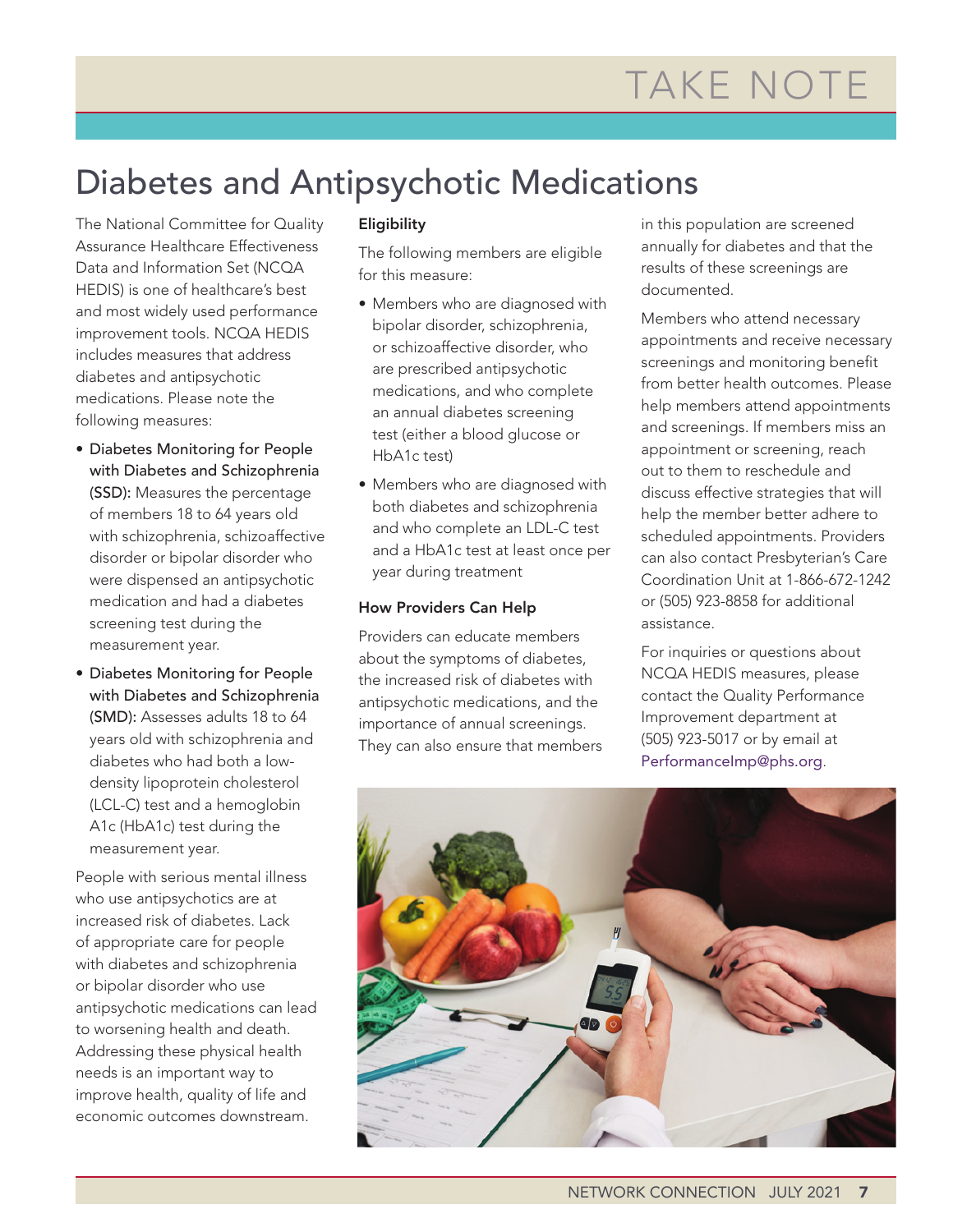# TAKE NOTE

## Diabetes and Antipsychotic Medications

The National Committee for Quality Assurance Healthcare Effectiveness Data and Information Set (NCQA HEDIS) is one of healthcare's best and most widely used performance improvement tools. NCQA HEDIS includes measures that address diabetes and antipsychotic medications. Please note the following measures:

- **Diabetes Monitoring for People with Diabetes and Schizophrenia (SSD):** Measures the percentage of members 18 to 64 years old with schizophrenia, schizoaffective disorder or bipolar disorder who were dispensed an antipsychotic medication and had a diabetes screening test during the measurement year.
- **Diabetes Monitoring for People with Diabetes and Schizophrenia (SMD):** Assesses adults 18 to 64 years old with schizophrenia and diabetes who had both a low-density lipoprotein cholesterol (LCL-C) test and a hemoglobin A1c (HbA1c) test during the measurement year.

People with serious mental illness who use antipsychotics are at increased risk of diabetes. Lack of appropriate care for people with diabetes and schizophrenia or bipolar disorder who use antipsychotic medications can lead to worsening health and death. Addressing these physical health needs is an important way to improve health, quality of life and economic outcomes downstream.

### Eligibility

The following members are eligible for this measure:

- Members who are diagnosed with bipolar disorder, schizophrenia, or schizoaffective disorder, who are prescribed antipsychotic medications, and who complete an annual diabetes screening test (either a blood glucose or HbA1c test)
- Members who are diagnosed with both diabetes and schizophrenia and who complete an LDL-C test and a HbA1c test at least once per year during treatment

### How Providers Can Help

Providers can educate members about the symptoms of diabetes, the increased risk of diabetes with antipsychotic medications, and the importance of annual screenings. They can also ensure that members in this population are screened annually for diabetes and that the results of these screenings are documented.

Members who attend necessary appointments and receive necessary screenings and monitoring benefit from better health outcomes. Please help members attend appointments and screenings. If members miss an appointment or screening, reach out to them to reschedule and discuss effective strategies that will help the member better adhere to scheduled appointments. Providers can also contact Presbyterian's Care Coordination Unit at 1-866-672-1242 or (505) 923-8858 for additional assistance.

For inquiries or questions about NCQA HEDIS measures, please contact the Quality Performance Improvement department at (505) 923-5017 or by email at PerformanceImp@phs.org.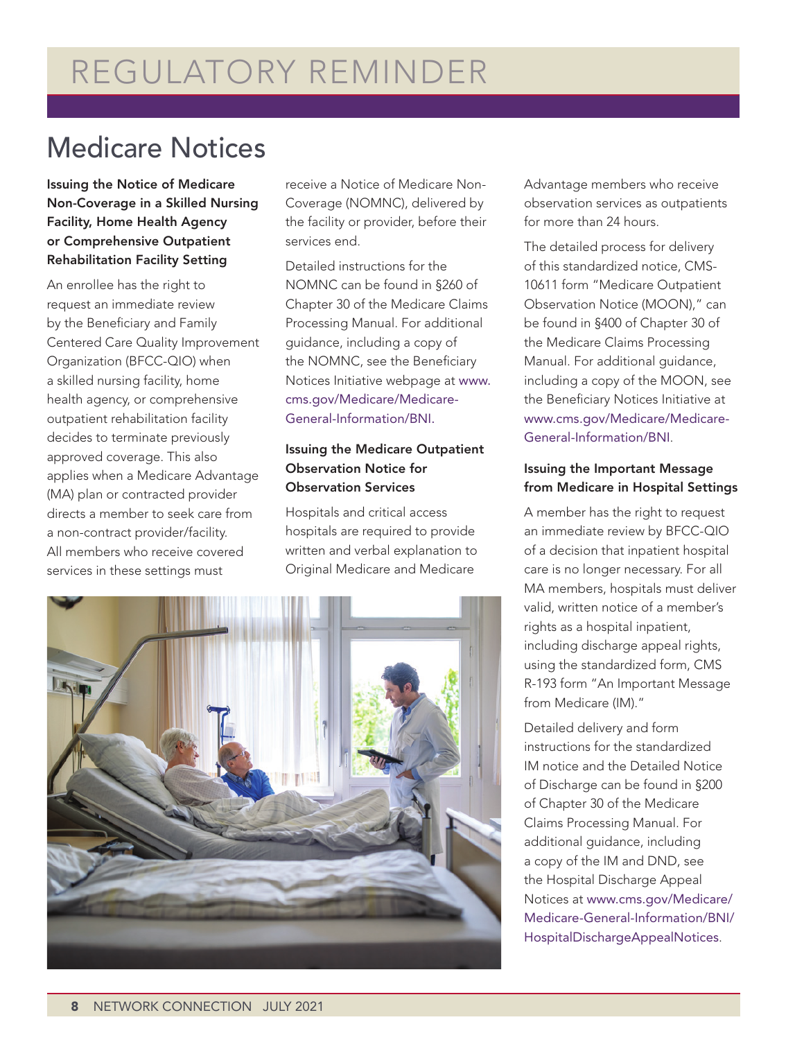# REGULATORY REMINDER

## Medicare Notices

### Issuing the Notice of Medicare Non-Coverage in a Skilled Nursing Facility, Home Health Agency or Comprehensive Outpatient Rehabilitation Facility Setting

An enrollee has the right to request an immediate review by the Beneficiary and Family Centered Care Quality Improvement Organization (BFCC-QIO) when a skilled nursing facility, home health agency, or comprehensive outpatient rehabilitation facility decides to terminate previously approved coverage. This also applies when a Medicare Advantage (MA) plan or contracted provider directs a member to seek care from a non-contract provider/facility. All members who receive covered services in these settings must receive a Notice of Medicare Non-Coverage (NOMNC), delivered by the facility or provider, before their services end.

Detailed instructions for the NOMNC can be found in §260 of Chapter 30 of the Medicare Claims Processing Manual. For additional guidance, including a copy of the NOMNC, see the Beneficiary Notices Initiative webpage at www.cms.gov/Medicare/Medicare-General-Information/BNI.

### Issuing the Medicare Outpatient Observation Notice for Observation Services

Hospitals and critical access hospitals are required to provide written and verbal explanation to Original Medicare and Medicare Advantage members who receive observation services as outpatients for more than 24 hours.

The detailed process for delivery of this standardized notice, CMS-10611 form "Medicare Outpatient Observation Notice (MOON)," can be found in §400 of Chapter 30 of the Medicare Claims Processing Manual. For additional guidance, including a copy of the MOON, see the Beneficiary Notices Initiative at www.cms.gov/Medicare/Medicare-General-Information/BNI.

### Issuing the Important Message from Medicare in Hospital Settings

A member has the right to request an immediate review by BFCC-QIO of a decision that inpatient hospital care is no longer necessary. For all MA members, hospitals must deliver valid, written notice of a member's rights as a hospital inpatient, including discharge appeal rights, using the standardized form, CMS R-193 form "An Important Message from Medicare (IM)."

Detailed delivery and form instructions for the standardized IM notice and the Detailed Notice of Discharge can be found in §200 of Chapter 30 of the Medicare Claims Processing Manual. For additional guidance, including a copy of the IM and DND, see the Hospital Discharge Appeal Notices at www.cms.gov/Medicare/Medicare-General-Information/BNI/HospitalDischargeAppealNotices.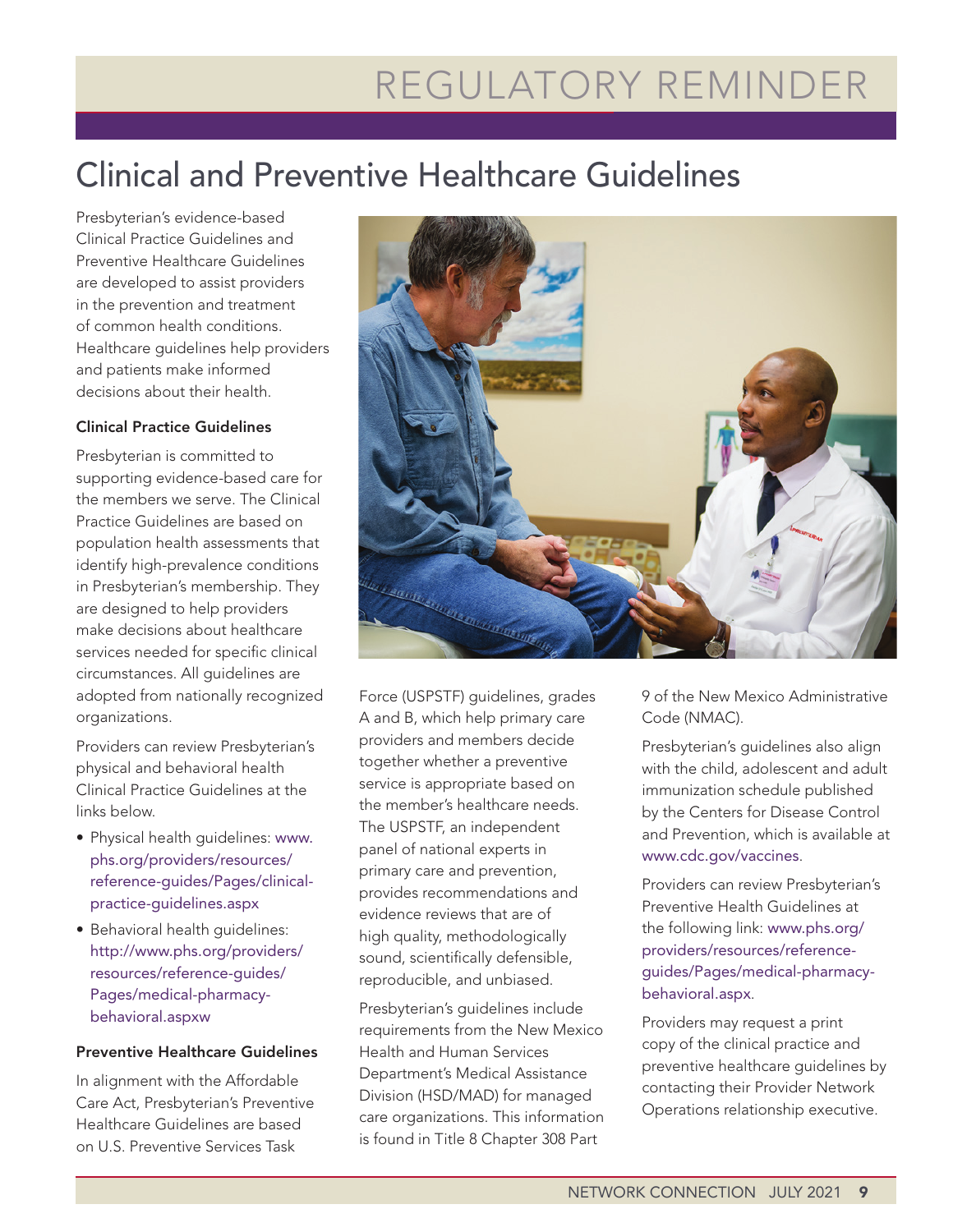# REGULATORY REMINDER

## Clinical and Preventive Healthcare Guidelines

Presbyterian's evidence-based Clinical Practice Guidelines and Preventive Healthcare Guidelines are developed to assist providers in the prevention and treatment of common health conditions. Healthcare guidelines help providers and patients make informed decisions about their health.

### Clinical Practice Guidelines

Presbyterian is committed to supporting evidence-based care for the members we serve. The Clinical Practice Guidelines are based on population health assessments that identify high-prevalence conditions in Presbyterian's membership. They are designed to help providers make decisions about healthcare services needed for specific clinical circumstances. All guidelines are adopted from nationally recognized organizations.

Providers can review Presbyterian's physical and behavioral health Clinical Practice Guidelines at the links below.

- Physical health guidelines: www.phs.org/providers/resources/reference-guides/Pages/clinical-practice-guidelines.aspx
- Behavioral health guidelines: http://www.phs.org/providers/resources/reference-guides/Pages/medical-pharmacy-behavioral.aspxw

### Preventive Healthcare Guidelines

In alignment with the Affordable Care Act, Presbyterian's Preventive Healthcare Guidelines are based on U.S. Preventive Services Task Force (USPSTF) guidelines, grades A and B, which help primary care providers and members decide together whether a preventive service is appropriate based on the member's healthcare needs. The USPSTF, an independent panel of national experts in primary care and prevention, provides recommendations and evidence reviews that are of high quality, methodologically sound, scientifically defensible, reproducible, and unbiased.

Presbyterian's guidelines include requirements from the New Mexico Health and Human Services Department's Medical Assistance Division (HSD/MAD) for managed care organizations. This information is found in Title 8 Chapter 308 Part 9 of the New Mexico Administrative Code (NMAC).

Presbyterian's guidelines also align with the child, adolescent and adult immunization schedule published by the Centers for Disease Control and Prevention, which is available at www.cdc.gov/vaccines.

Providers can review Presbyterian's Preventive Health Guidelines at the following link: www.phs.org/providers/resources/reference-guides/Pages/medical-pharmacy-behavioral.aspx.

Providers may request a print copy of the clinical practice and preventive healthcare guidelines by contacting their Provider Network Operations relationship executive.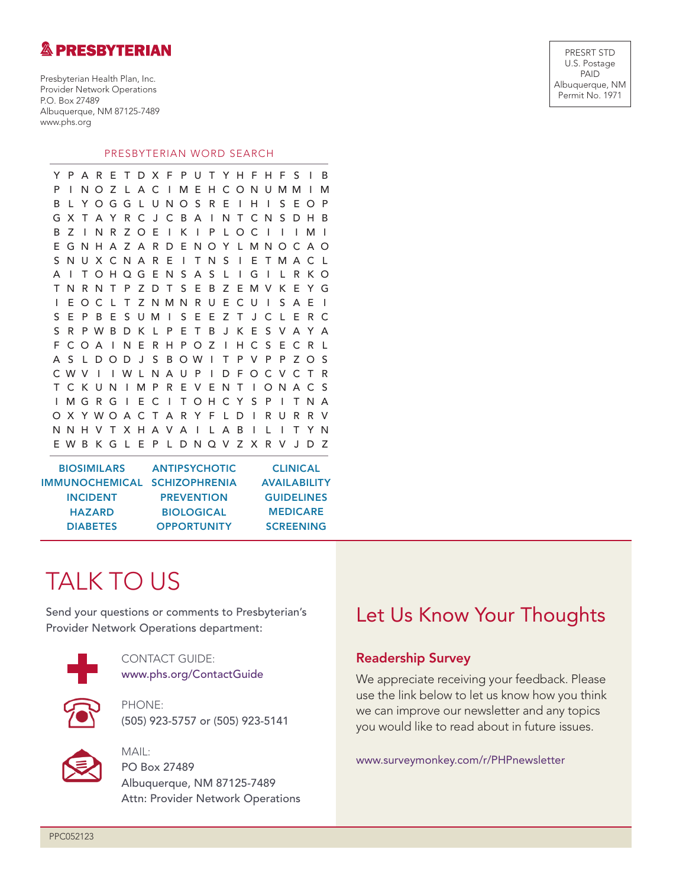**PRESBYTERIAN**

Presbyterian Health Plan, Inc.
Provider Network Operations
P.O. Box 27489
Albuquerque, NM 87125-7489
www.phs.org

PRESRT STD
U.S. Postage
PAID
Albuquerque, NM
Permit No. 1971

## PRESBYTERIAN WORD SEARCH

```
Y P A R E T D X F P U T Y H F H F S I B
P I N O Z L A C I M E H C O N U M M I M
B L Y O G G L U N O S R E I H I S E O P
G X T A Y R C J C B A I N T C N S D H B
B Z I N R Z O E I K I P L O C I I I M I
E G N H A Z A R D E N O Y L M N O C A O
S N U X C N A R E I T N S I E T M A C L
A I T O H Q G E N S A S L I G I L R K O
T N R N T P Z D T S E B Z E M V K E Y G
I E O C L T Z N M N R U E C U I S A E I
S E P B E S U M I S E E Z T J C L E R C
S R P W B D K L P E T B J K E S V A Y A
F C O A I N E R H P O Z I H C S E C R L
A S L D O D J S B O W I T P V P P Z O S
C W V I I W L N A U P I D F O C V C T R
T C K U N I M P R E V E N T I O N A C S
I M G R G I E C I T O H C Y S P I T N A
O X Y W O A C T A R Y F L D I R U R R V
N N H V T X H A V A I L A B I L I T Y N
E W B K G L E P L D N Q V Z X R V J D Z
```

| | | |
|---|---|---|
| BIOSIMILARS | ANTIPSYCHOTIC | CLINICAL |
| IMMUNOCHEMICAL | SCHIZOPHRENIA | AVAILABILITY |
| INCIDENT | PREVENTION | GUIDELINES |
| HAZARD | BIOLOGICAL | MEDICARE |
| DIABETES | OPPORTUNITY | SCREENING |

# TALK TO US

Send your questions or comments to Presbyterian's Provider Network Operations department:

CONTACT GUIDE:
www.phs.org/ContactGuide

PHONE:
(505) 923-5757 or (505) 923-5141

MAIL:
PO Box 27489
Albuquerque, NM 87125-7489
Attn: Provider Network Operations

## Let Us Know Your Thoughts

### Readership Survey

We appreciate receiving your feedback. Please use the link below to let us know how you think we can improve our newsletter and any topics you would like to read about in future issues.

www.surveymonkey.com/r/PHPnewsletter

PPC052123